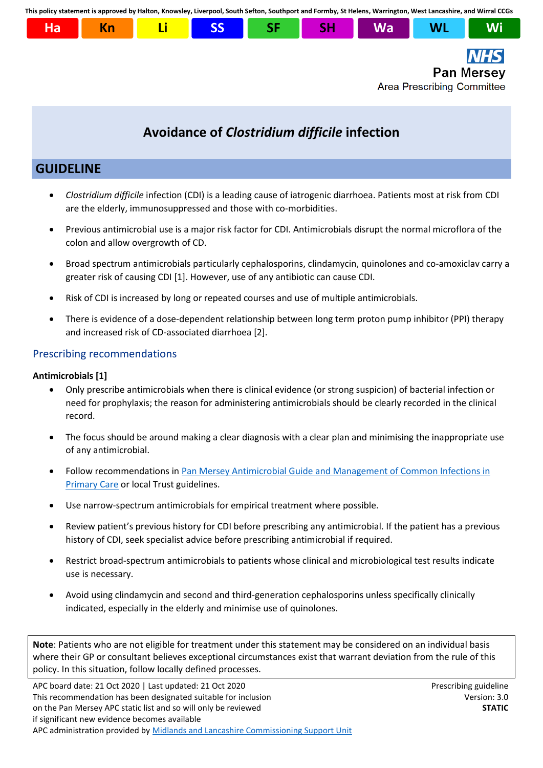This policy statement is approved by Halton, Knowsley, Liverpool, South Sefton, Southport and Formby, St Helens, Warrington, West Lancashire, and Wirral CCGs

Ha | Kn | Li | SS | SF | SH | Wa | WL | Wi

NHS
Pan Mersey
Area Prescribing Committee

# Avoidance of *Clostridium difficile* infection

## GUIDELINE

- *Clostridium difficile* infection (CDI) is a leading cause of iatrogenic diarrhoea. Patients most at risk from CDI are the elderly, immunosuppressed and those with co-morbidities.
- Previous antimicrobial use is a major risk factor for CDI. Antimicrobials disrupt the normal microflora of the colon and allow overgrowth of CD.
- Broad spectrum antimicrobials particularly cephalosporins, clindamycin, quinolones and co-amoxiclav carry a greater risk of causing CDI [1]. However, use of any antibiotic can cause CDI.
- Risk of CDI is increased by long or repeated courses and use of multiple antimicrobials.
- There is evidence of a dose-dependent relationship between long term proton pump inhibitor (PPI) therapy and increased risk of CD-associated diarrhoea [2].

### Prescribing recommendations

**Antimicrobials [1]**

- Only prescribe antimicrobials when there is clinical evidence (or strong suspicion) of bacterial infection or need for prophylaxis; the reason for administering antimicrobials should be clearly recorded in the clinical record.
- The focus should be around making a clear diagnosis with a clear plan and minimising the inappropriate use of any antimicrobial.
- Follow recommendations in Pan Mersey Antimicrobial Guide and Management of Common Infections in Primary Care or local Trust guidelines.
- Use narrow-spectrum antimicrobials for empirical treatment where possible.
- Review patient's previous history for CDI before prescribing any antimicrobial. If the patient has a previous history of CDI, seek specialist advice before prescribing antimicrobial if required.
- Restrict broad-spectrum antimicrobials to patients whose clinical and microbiological test results indicate use is necessary.
- Avoid using clindamycin and second and third-generation cephalosporins unless specifically clinically indicated, especially in the elderly and minimise use of quinolones.

**Note**: Patients who are not eligible for treatment under this statement may be considered on an individual basis where their GP or consultant believes exceptional circumstances exist that warrant deviation from the rule of this policy. In this situation, follow locally defined processes.

APC board date: 21 Oct 2020 | Last updated: 21 Oct 2020
This recommendation has been designated suitable for inclusion on the Pan Mersey APC static list and so will only be reviewed if significant new evidence becomes available
APC administration provided by Midlands and Lancashire Commissioning Support Unit

Prescribing guideline
Version: 3.0
**STATIC**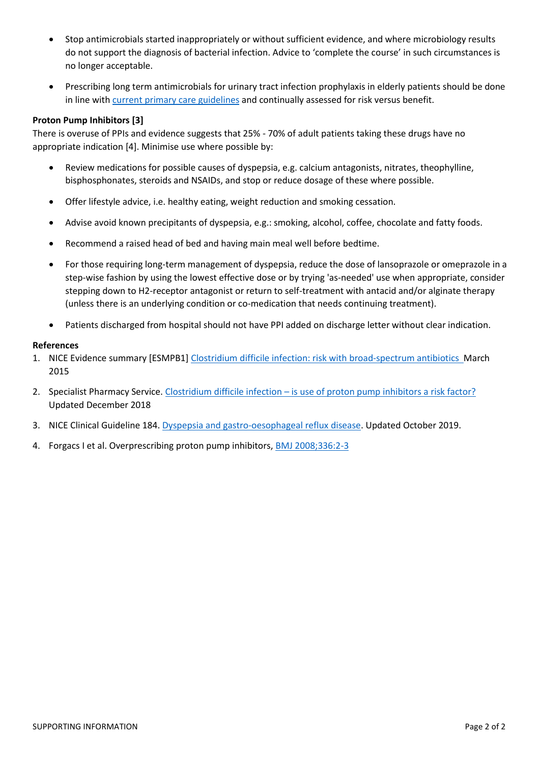- Stop antimicrobials started inappropriately or without sufficient evidence, and where microbiology results do not support the diagnosis of bacterial infection. Advice to 'complete the course' in such circumstances is no longer acceptable.
- Prescribing long term antimicrobials for urinary tract infection prophylaxis in elderly patients should be done in line with current primary care guidelines and continually assessed for risk versus benefit.

**Proton Pump Inhibitors [3]**

There is overuse of PPIs and evidence suggests that 25% - 70% of adult patients taking these drugs have no appropriate indication [4]. Minimise use where possible by:

- Review medications for possible causes of dyspepsia, e.g. calcium antagonists, nitrates, theophylline, bisphosphonates, steroids and NSAIDs, and stop or reduce dosage of these where possible.
- Offer lifestyle advice, i.e. healthy eating, weight reduction and smoking cessation.
- Advise avoid known precipitants of dyspepsia, e.g.: smoking, alcohol, coffee, chocolate and fatty foods.
- Recommend a raised head of bed and having main meal well before bedtime.
- For those requiring long-term management of dyspepsia, reduce the dose of lansoprazole or omeprazole in a step-wise fashion by using the lowest effective dose or by trying 'as-needed' use when appropriate, consider stepping down to H2-receptor antagonist or return to self-treatment with antacid and/or alginate therapy (unless there is an underlying condition or co-medication that needs continuing treatment).
- Patients discharged from hospital should not have PPI added on discharge letter without clear indication.

**References**

1. NICE Evidence summary [ESMPB1] Clostridium difficile infection: risk with broad-spectrum antibiotics March 2015
2. Specialist Pharmacy Service. Clostridium difficile infection – is use of proton pump inhibitors a risk factor? Updated December 2018
3. NICE Clinical Guideline 184. Dyspepsia and gastro-oesophageal reflux disease. Updated October 2019.
4. Forgacs I et al. Overprescribing proton pump inhibitors, BMJ 2008;336:2-3

SUPPORTING INFORMATION